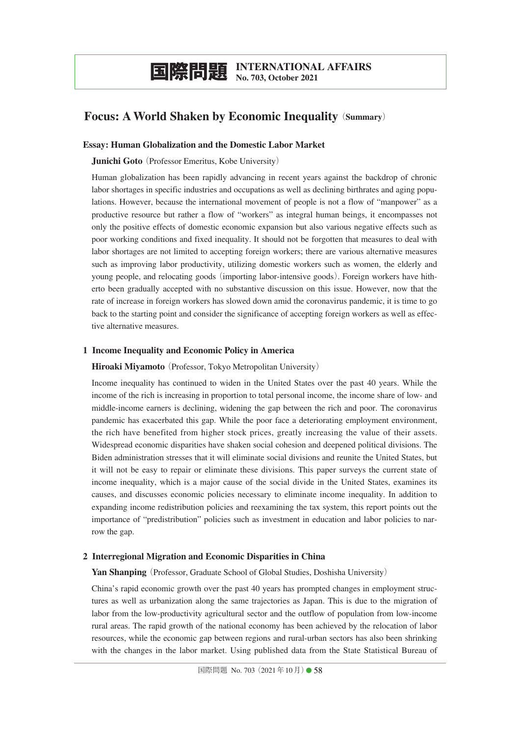# 国際問題 INTERNATIONAL AFFAIRS
**No. 703, October 2021**

## Focus: A World Shaken by Economic Inequality（Summary）

### Essay: Human Globalization and the Domestic Labor Market

**Junichi Goto**（Professor Emeritus, Kobe University）

Human globalization has been rapidly advancing in recent years against the backdrop of chronic labor shortages in specific industries and occupations as well as declining birthrates and aging populations. However, because the international movement of people is not a flow of "manpower" as a productive resource but rather a flow of "workers" as integral human beings, it encompasses not only the positive effects of domestic economic expansion but also various negative effects such as poor working conditions and fixed inequality. It should not be forgotten that measures to deal with labor shortages are not limited to accepting foreign workers; there are various alternative measures such as improving labor productivity, utilizing domestic workers such as women, the elderly and young people, and relocating goods（importing labor-intensive goods）. Foreign workers have hitherto been gradually accepted with no substantive discussion on this issue. However, now that the rate of increase in foreign workers has slowed down amid the coronavirus pandemic, it is time to go back to the starting point and consider the significance of accepting foreign workers as well as effective alternative measures.

### 1 Income Inequality and Economic Policy in America

**Hiroaki Miyamoto**（Professor, Tokyo Metropolitan University）

Income inequality has continued to widen in the United States over the past 40 years. While the income of the rich is increasing in proportion to total personal income, the income share of low- and middle-income earners is declining, widening the gap between the rich and poor. The coronavirus pandemic has exacerbated this gap. While the poor face a deteriorating employment environment, the rich have benefited from higher stock prices, greatly increasing the value of their assets. Widespread economic disparities have shaken social cohesion and deepened political divisions. The Biden administration stresses that it will eliminate social divisions and reunite the United States, but it will not be easy to repair or eliminate these divisions. This paper surveys the current state of income inequality, which is a major cause of the social divide in the United States, examines its causes, and discusses economic policies necessary to eliminate income inequality. In addition to expanding income redistribution policies and reexamining the tax system, this report points out the importance of "predistribution" policies such as investment in education and labor policies to narrow the gap.

### 2 Interregional Migration and Economic Disparities in China

**Yan Shanping**（Professor, Graduate School of Global Studies, Doshisha University）

China's rapid economic growth over the past 40 years has prompted changes in employment structures as well as urbanization along the same trajectories as Japan. This is due to the migration of labor from the low-productivity agricultural sector and the outflow of population from low-income rural areas. The rapid growth of the national economy has been achieved by the relocation of labor resources, while the economic gap between regions and rural-urban sectors has also been shrinking with the changes in the labor market. Using published data from the State Statistical Bureau of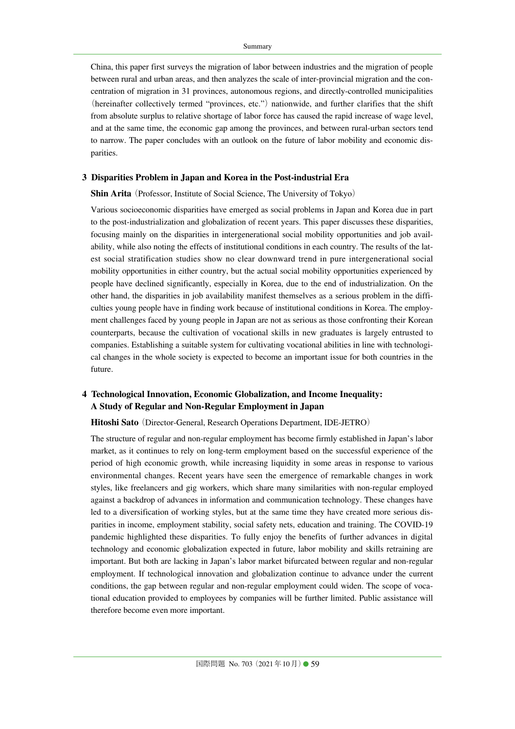China, this paper first surveys the migration of labor between industries and the migration of people between rural and urban areas, and then analyzes the scale of inter-provincial migration and the concentration of migration in 31 provinces, autonomous regions, and directly-controlled municipalities (hereinafter collectively termed "provinces, etc.") nationwide, and further clarifies that the shift from absolute surplus to relative shortage of labor force has caused the rapid increase of wage level, and at the same time, the economic gap among the provinces, and between rural-urban sectors tend to narrow. The paper concludes with an outlook on the future of labor mobility and economic disparities.

### 3 Disparities Problem in Japan and Korea in the Post-industrial Era

**Shin Arita** (Professor, Institute of Social Science, The University of Tokyo)

Various socioeconomic disparities have emerged as social problems in Japan and Korea due in part to the post-industrialization and globalization of recent years. This paper discusses these disparities, focusing mainly on the disparities in intergenerational social mobility opportunities and job availability, while also noting the effects of institutional conditions in each country. The results of the latest social stratification studies show no clear downward trend in pure intergenerational social mobility opportunities in either country, but the actual social mobility opportunities experienced by people have declined significantly, especially in Korea, due to the end of industrialization. On the other hand, the disparities in job availability manifest themselves as a serious problem in the difficulties young people have in finding work because of institutional conditions in Korea. The employment challenges faced by young people in Japan are not as serious as those confronting their Korean counterparts, because the cultivation of vocational skills in new graduates is largely entrusted to companies. Establishing a suitable system for cultivating vocational abilities in line with technological changes in the whole society is expected to become an important issue for both countries in the future.

### 4 Technological Innovation, Economic Globalization, and Income Inequality: A Study of Regular and Non-Regular Employment in Japan

**Hitoshi Sato** (Director-General, Research Operations Department, IDE-JETRO)

The structure of regular and non-regular employment has become firmly established in Japan's labor market, as it continues to rely on long-term employment based on the successful experience of the period of high economic growth, while increasing liquidity in some areas in response to various environmental changes. Recent years have seen the emergence of remarkable changes in work styles, like freelancers and gig workers, which share many similarities with non-regular employed against a backdrop of advances in information and communication technology. These changes have led to a diversification of working styles, but at the same time they have created more serious disparities in income, employment stability, social safety nets, education and training. The COVID-19 pandemic highlighted these disparities. To fully enjoy the benefits of further advances in digital technology and economic globalization expected in future, labor mobility and skills retraining are important. But both are lacking in Japan's labor market bifurcated between regular and non-regular employment. If technological innovation and globalization continue to advance under the current conditions, the gap between regular and non-regular employment could widen. The scope of vocational education provided to employees by companies will be further limited. Public assistance will therefore become even more important.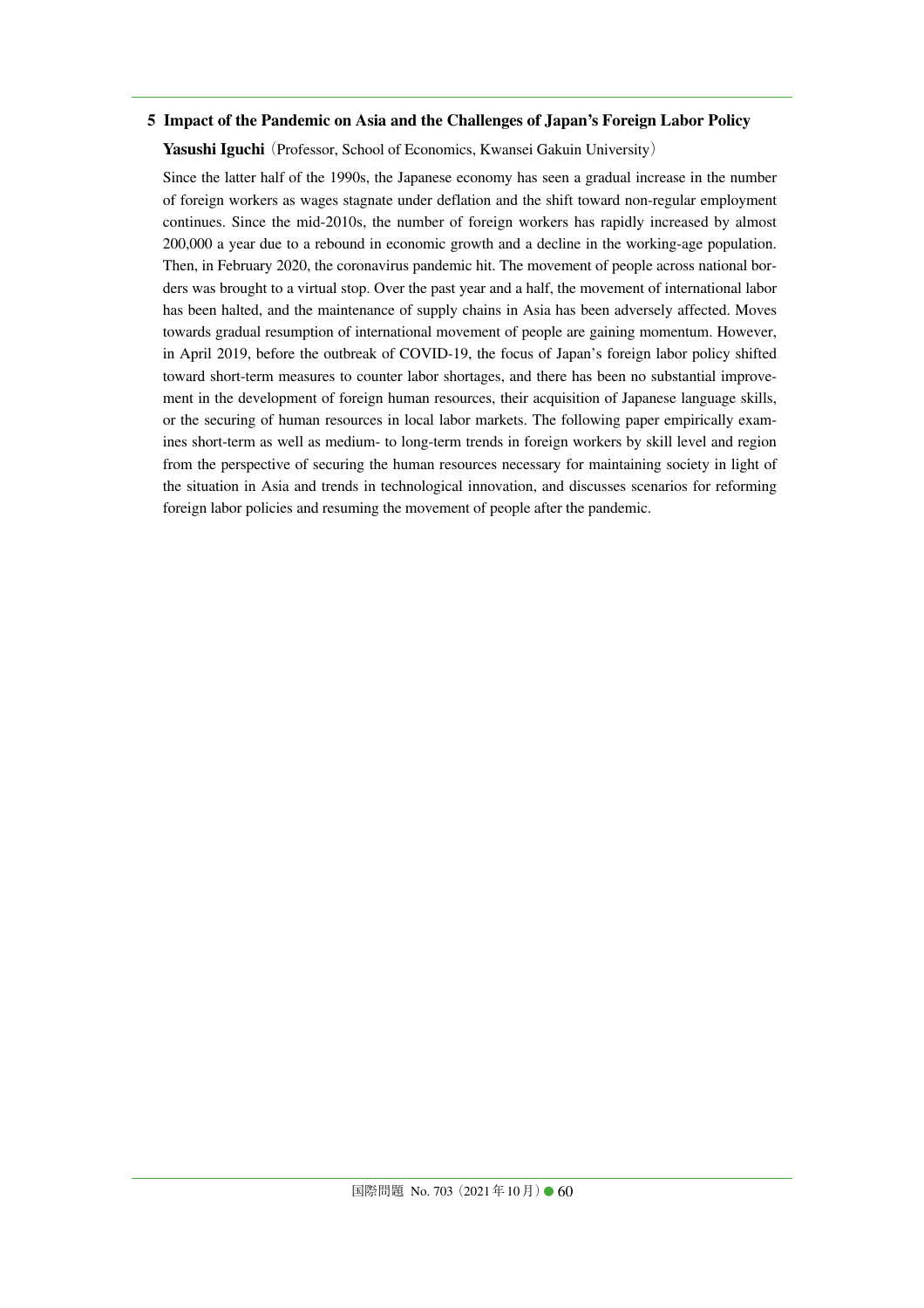## 5 Impact of the Pandemic on Asia and the Challenges of Japan's Foreign Labor Policy

**Yasushi Iguchi**（Professor, School of Economics, Kwansei Gakuin University）

Since the latter half of the 1990s, the Japanese economy has seen a gradual increase in the number of foreign workers as wages stagnate under deflation and the shift toward non-regular employment continues. Since the mid-2010s, the number of foreign workers has rapidly increased by almost 200,000 a year due to a rebound in economic growth and a decline in the working-age population. Then, in February 2020, the coronavirus pandemic hit. The movement of people across national borders was brought to a virtual stop. Over the past year and a half, the movement of international labor has been halted, and the maintenance of supply chains in Asia has been adversely affected. Moves towards gradual resumption of international movement of people are gaining momentum. However, in April 2019, before the outbreak of COVID-19, the focus of Japan's foreign labor policy shifted toward short-term measures to counter labor shortages, and there has been no substantial improvement in the development of foreign human resources, their acquisition of Japanese language skills, or the securing of human resources in local labor markets. The following paper empirically examines short-term as well as medium- to long-term trends in foreign workers by skill level and region from the perspective of securing the human resources necessary for maintaining society in light of the situation in Asia and trends in technological innovation, and discusses scenarios for reforming foreign labor policies and resuming the movement of people after the pandemic.